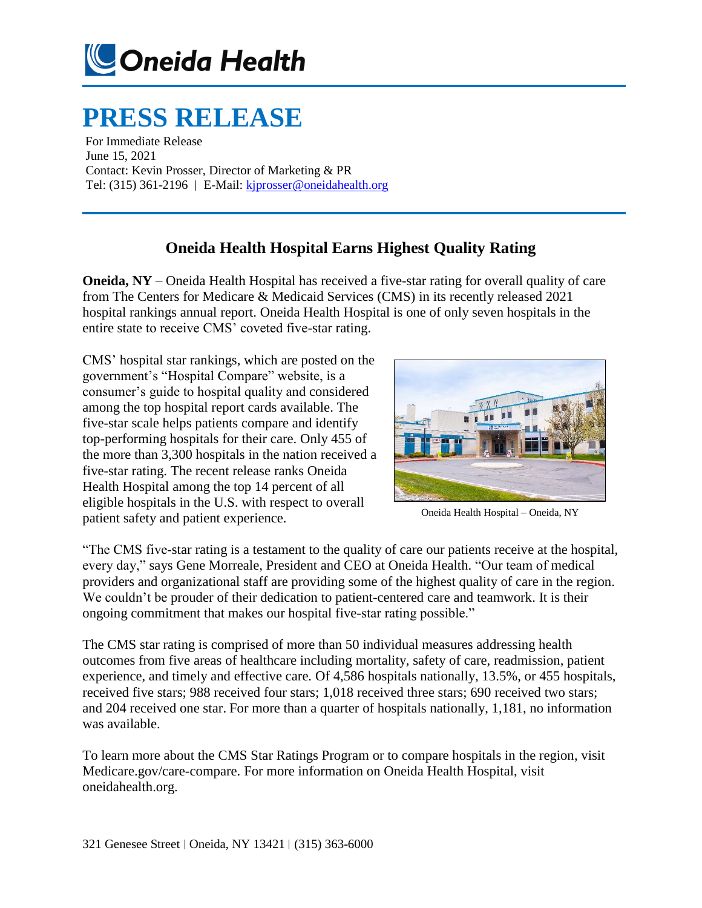# Oneida Health

# PRESS RELEASE

For Immediate Release
June 15, 2021
Contact: Kevin Prosser, Director of Marketing & PR
Tel: (315) 361-2196 | E-Mail: kjprosser@oneidahealth.org

## Oneida Health Hospital Earns Highest Quality Rating

**Oneida, NY** – Oneida Health Hospital has received a five-star rating for overall quality of care from The Centers for Medicare & Medicaid Services (CMS) in its recently released 2021 hospital rankings annual report. Oneida Health Hospital is one of only seven hospitals in the entire state to receive CMS' coveted five-star rating.

CMS' hospital star rankings, which are posted on the government's "Hospital Compare" website, is a consumer's guide to hospital quality and considered among the top hospital report cards available. The five-star scale helps patients compare and identify top-performing hospitals for their care. Only 455 of the more than 3,300 hospitals in the nation received a five-star rating. The recent release ranks Oneida Health Hospital among the top 14 percent of all eligible hospitals in the U.S. with respect to overall patient safety and patient experience.

Oneida Health Hospital – Oneida, NY

"The CMS five-star rating is a testament to the quality of care our patients receive at the hospital, every day," says Gene Morreale, President and CEO at Oneida Health. "Our team of medical providers and organizational staff are providing some of the highest quality of care in the region. We couldn't be prouder of their dedication to patient-centered care and teamwork. It is their ongoing commitment that makes our hospital five-star rating possible."

The CMS star rating is comprised of more than 50 individual measures addressing health outcomes from five areas of healthcare including mortality, safety of care, readmission, patient experience, and timely and effective care. Of 4,586 hospitals nationally, 13.5%, or 455 hospitals, received five stars; 988 received four stars; 1,018 received three stars; 690 received two stars; and 204 received one star. For more than a quarter of hospitals nationally, 1,181, no information was available.

To learn more about the CMS Star Ratings Program or to compare hospitals in the region, visit Medicare.gov/care-compare. For more information on Oneida Health Hospital, visit oneidahealth.org.

321 Genesee Street | Oneida, NY 13421 | (315) 363-6000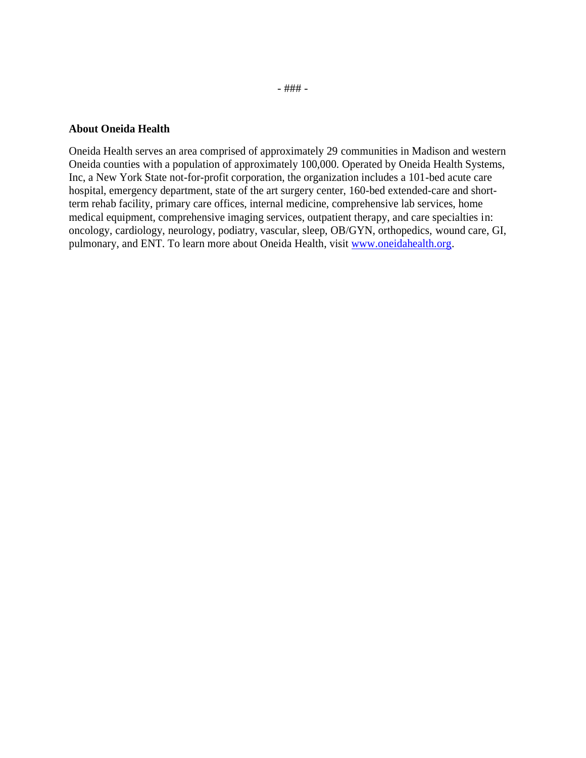- ### -

**About Oneida Health**

Oneida Health serves an area comprised of approximately 29 communities in Madison and western Oneida counties with a population of approximately 100,000. Operated by Oneida Health Systems, Inc, a New York State not-for-profit corporation, the organization includes a 101-bed acute care hospital, emergency department, state of the art surgery center, 160-bed extended-care and short-term rehab facility, primary care offices, internal medicine, comprehensive lab services, home medical equipment, comprehensive imaging services, outpatient therapy, and care specialties in: oncology, cardiology, neurology, podiatry, vascular, sleep, OB/GYN, orthopedics, wound care, GI, pulmonary, and ENT. To learn more about Oneida Health, visit [www.oneidahealth.org](http://www.oneidahealth.org).